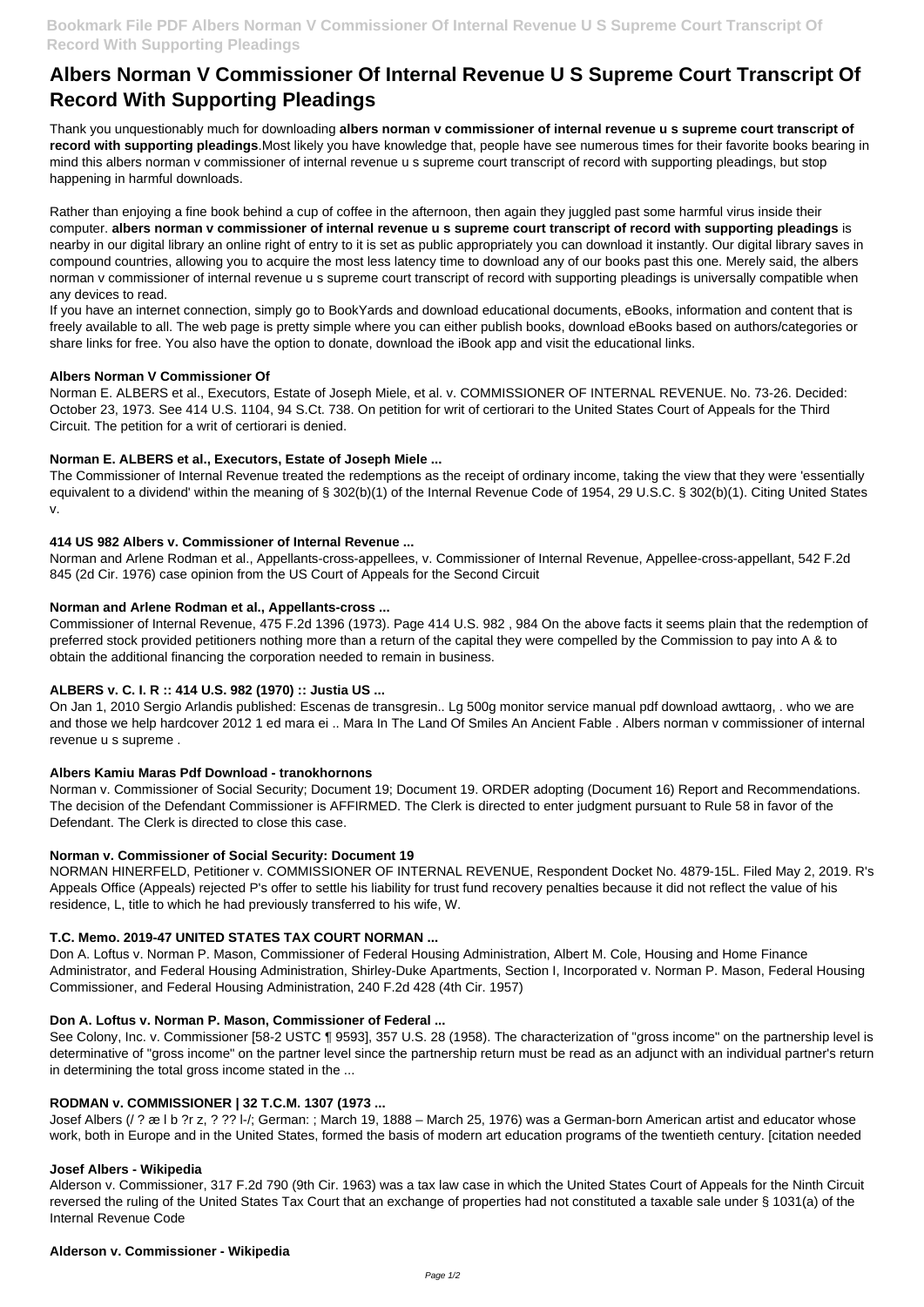# Albers Norman V Commissioner Of Internal Revenue U S Supreme Court Transcript Of Record With Supporting Pleadings

Thank you unquestionably much for downloading **albers norman v commissioner of internal revenue u s supreme court transcript of record with supporting pleadings**.Most likely you have knowledge that, people have see numerous times for their favorite books bearing in mind this albers norman v commissioner of internal revenue u s supreme court transcript of record with supporting pleadings, but stop happening in harmful downloads.

Rather than enjoying a fine book behind a cup of coffee in the afternoon, then again they juggled past some harmful virus inside their computer. **albers norman v commissioner of internal revenue u s supreme court transcript of record with supporting pleadings** is nearby in our digital library an online right of entry to it is set as public appropriately you can download it instantly. Our digital library saves in compound countries, allowing you to acquire the most less latency time to download any of our books past this one. Merely said, the albers norman v commissioner of internal revenue u s supreme court transcript of record with supporting pleadings is universally compatible when any devices to read.

If you have an internet connection, simply go to BookYards and download educational documents, eBooks, information and content that is freely available to all. The web page is pretty simple where you can either publish books, download eBooks based on authors/categories or share links for free. You also have the option to donate, download the iBook app and visit the educational links.

### Albers Norman V Commissioner Of

Norman E. ALBERS et al., Executors, Estate of Joseph Miele, et al. v. COMMISSIONER OF INTERNAL REVENUE. No. 73-26. Decided: October 23, 1973. See 414 U.S. 1104, 94 S.Ct. 738. On petition for writ of certiorari to the United States Court of Appeals for the Third Circuit. The petition for a writ of certiorari is denied.

### Norman E. ALBERS et al., Executors, Estate of Joseph Miele ...

The Commissioner of Internal Revenue treated the redemptions as the receipt of ordinary income, taking the view that they were 'essentially equivalent to a dividend' within the meaning of § 302(b)(1) of the Internal Revenue Code of 1954, 29 U.S.C. § 302(b)(1). Citing United States v.

### 414 US 982 Albers v. Commissioner of Internal Revenue ...

Norman and Arlene Rodman et al., Appellants-cross-appellees, v. Commissioner of Internal Revenue, Appellee-cross-appellant, 542 F.2d 845 (2d Cir. 1976) case opinion from the US Court of Appeals for the Second Circuit

### Norman and Arlene Rodman et al., Appellants-cross ...

Commissioner of Internal Revenue, 475 F.2d 1396 (1973). Page 414 U.S. 982 , 984 On the above facts it seems plain that the redemption of preferred stock provided petitioners nothing more than a return of the capital they were compelled by the Commission to pay into A & to obtain the additional financing the corporation needed to remain in business.

### ALBERS v. C. I. R :: 414 U.S. 982 (1970) :: Justia US ...

On Jan 1, 2010 Sergio Arlandis published: Escenas de transgresin.. Lg 500g monitor service manual pdf download awttaorg, . who we are and those we help hardcover 2012 1 ed mara ei .. Mara In The Land Of Smiles An Ancient Fable . Albers norman v commissioner of internal revenue u s supreme .

### Albers Kamiu Maras Pdf Download - tranokhornons

Norman v. Commissioner of Social Security; Document 19; Document 19. ORDER adopting (Document 16) Report and Recommendations. The decision of the Defendant Commissioner is AFFIRMED. The Clerk is directed to enter judgment pursuant to Rule 58 in favor of the Defendant. The Clerk is directed to close this case.

### Norman v. Commissioner of Social Security: Document 19

NORMAN HINERFELD, Petitioner v. COMMISSIONER OF INTERNAL REVENUE, Respondent Docket No. 4879-15L. Filed May 2, 2019. R's Appeals Office (Appeals) rejected P's offer to settle his liability for trust fund recovery penalties because it did not reflect the value of his residence, L, title to which he had previously transferred to his wife, W.

### T.C. Memo. 2019-47 UNITED STATES TAX COURT NORMAN ...

Don A. Loftus v. Norman P. Mason, Commissioner of Federal Housing Administration, Albert M. Cole, Housing and Home Finance Administrator, and Federal Housing Administration, Shirley-Duke Apartments, Section I, Incorporated v. Norman P. Mason, Federal Housing Commissioner, and Federal Housing Administration, 240 F.2d 428 (4th Cir. 1957)

### Don A. Loftus v. Norman P. Mason, Commissioner of Federal ...

See Colony, Inc. v. Commissioner [58-2 USTC ¶ 9593], 357 U.S. 28 (1958). The characterization of "gross income" on the partnership level is determinative of "gross income" on the partner level since the partnership return must be read as an adjunct with an individual partner's return in determining the total gross income stated in the ...

### RODMAN v. COMMISSIONER | 32 T.C.M. 1307 (1973 ...

Josef Albers (/ ? æ l b ?r z, ? ?? l-/; German: ; March 19, 1888 – March 25, 1976) was a German-born American artist and educator whose work, both in Europe and in the United States, formed the basis of modern art education programs of the twentieth century. [citation needed

### Josef Albers - Wikipedia

Alderson v. Commissioner, 317 F.2d 790 (9th Cir. 1963) was a tax law case in which the United States Court of Appeals for the Ninth Circuit reversed the ruling of the United States Tax Court that an exchange of properties had not constituted a taxable sale under § 1031(a) of the Internal Revenue Code

### Alderson v. Commissioner - Wikipedia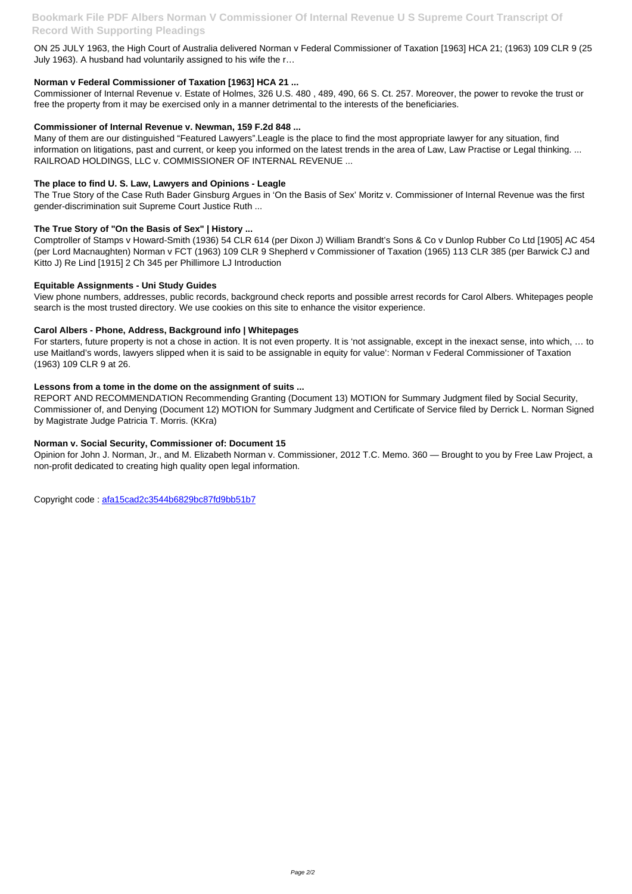ON 25 JULY 1963, the High Court of Australia delivered Norman v Federal Commissioner of Taxation [1963] HCA 21; (1963) 109 CLR 9 (25 July 1963). A husband had voluntarily assigned to his wife the r…

**Norman v Federal Commissioner of Taxation [1963] HCA 21 ...**

Commissioner of Internal Revenue v. Estate of Holmes, 326 U.S. 480 , 489, 490, 66 S. Ct. 257. Moreover, the power to revoke the trust or free the property from it may be exercised only in a manner detrimental to the interests of the beneficiaries.

**Commissioner of Internal Revenue v. Newman, 159 F.2d 848 ...**

Many of them are our distinguished "Featured Lawyers".Leagle is the place to find the most appropriate lawyer for any situation, find information on litigations, past and current, or keep you informed on the latest trends in the area of Law, Law Practise or Legal thinking. ... RAILROAD HOLDINGS, LLC v. COMMISSIONER OF INTERNAL REVENUE ...

**The place to find U. S. Law, Lawyers and Opinions - Leagle**

The True Story of the Case Ruth Bader Ginsburg Argues in 'On the Basis of Sex' Moritz v. Commissioner of Internal Revenue was the first gender-discrimination suit Supreme Court Justice Ruth ...

**The True Story of "On the Basis of Sex" | History ...**

Comptroller of Stamps v Howard-Smith (1936) 54 CLR 614 (per Dixon J) William Brandt's Sons & Co v Dunlop Rubber Co Ltd [1905] AC 454 (per Lord Macnaughten) Norman v FCT (1963) 109 CLR 9 Shepherd v Commissioner of Taxation (1965) 113 CLR 385 (per Barwick CJ and Kitto J) Re Lind [1915] 2 Ch 345 per Phillimore LJ Introduction

**Equitable Assignments - Uni Study Guides**

View phone numbers, addresses, public records, background check reports and possible arrest records for Carol Albers. Whitepages people search is the most trusted directory. We use cookies on this site to enhance the visitor experience.

**Carol Albers - Phone, Address, Background info | Whitepages**

For starters, future property is not a chose in action. It is not even property. It is 'not assignable, except in the inexact sense, into which, … to use Maitland's words, lawyers slipped when it is said to be assignable in equity for value': Norman v Federal Commissioner of Taxation (1963) 109 CLR 9 at 26.

**Lessons from a tome in the dome on the assignment of suits ...**

REPORT AND RECOMMENDATION Recommending Granting (Document 13) MOTION for Summary Judgment filed by Social Security, Commissioner of, and Denying (Document 12) MOTION for Summary Judgment and Certificate of Service filed by Derrick L. Norman Signed by Magistrate Judge Patricia T. Morris. (KKra)

**Norman v. Social Security, Commissioner of: Document 15**

Opinion for John J. Norman, Jr., and M. Elizabeth Norman v. Commissioner, 2012 T.C. Memo. 360 — Brought to you by Free Law Project, a non-profit dedicated to creating high quality open legal information.

Copyright code : afa15cad2c3544b6829bc87fd9bb51b7